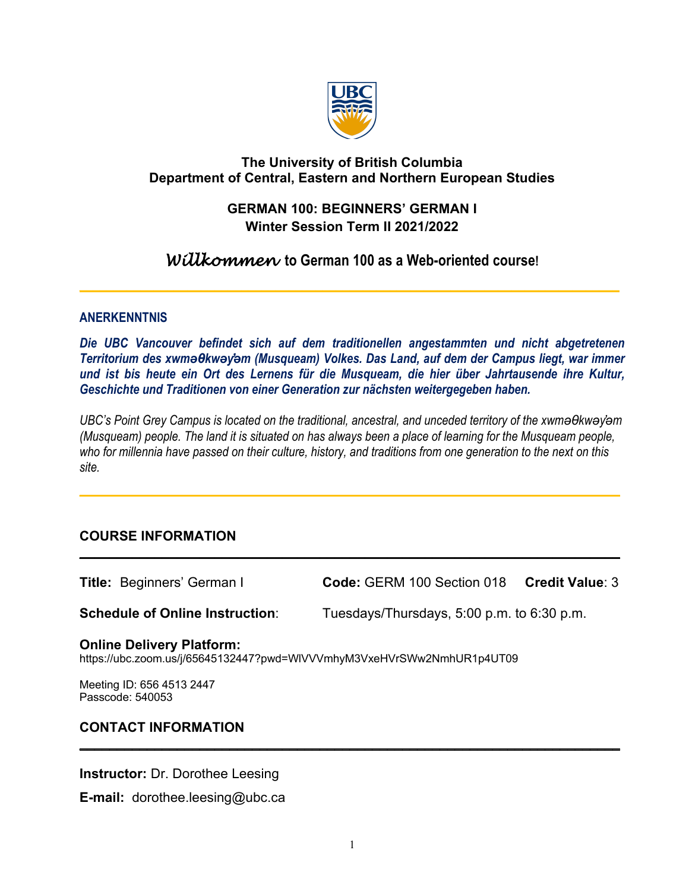**The University of British Columbia**
**Department of Central, Eastern and Northern European Studies**

# GERMAN 100: BEGINNERS' GERMAN I
## Winter Session Term II 2021/2022

## *Willkommen* to German 100 as a Web-oriented course!

---

### ANERKENNTNIS

***Die UBC Vancouver befindet sich auf dem traditionellen angestammten und nicht abgetretenen Territorium des xwməθkwəy̓əm (Musqueam) Volkes. Das Land, auf dem der Campus liegt, war immer und ist bis heute ein Ort des Lernens für die Musqueam, die hier über Jahrtausende ihre Kultur, Geschichte und Traditionen von einer Generation zur nächsten weitergegeben haben.***

*UBC's Point Grey Campus is located on the traditional, ancestral, and unceded territory of the xwməθkwəy̓əm (Musqueam) people. The land it is situated on has always been a place of learning for the Musqueam people, who for millennia have passed on their culture, history, and traditions from one generation to the next on this site.*

---

### COURSE INFORMATION

**Title:** Beginners' German I **Code:** GERM 100 Section 018 **Credit Value**: 3

**Schedule of Online Instruction**: Tuesdays/Thursdays, 5:00 p.m. to 6:30 p.m.

**Online Delivery Platform:**
https://ubc.zoom.us/j/65645132447?pwd=WlVVVmhyM3VxeHVrSWw2NmhUR1p4UT09

Meeting ID: 656 4513 2447
Passcode: 540053

### CONTACT INFORMATION

**Instructor:** Dr. Dorothee Leesing

**E-mail:** dorothee.leesing@ubc.ca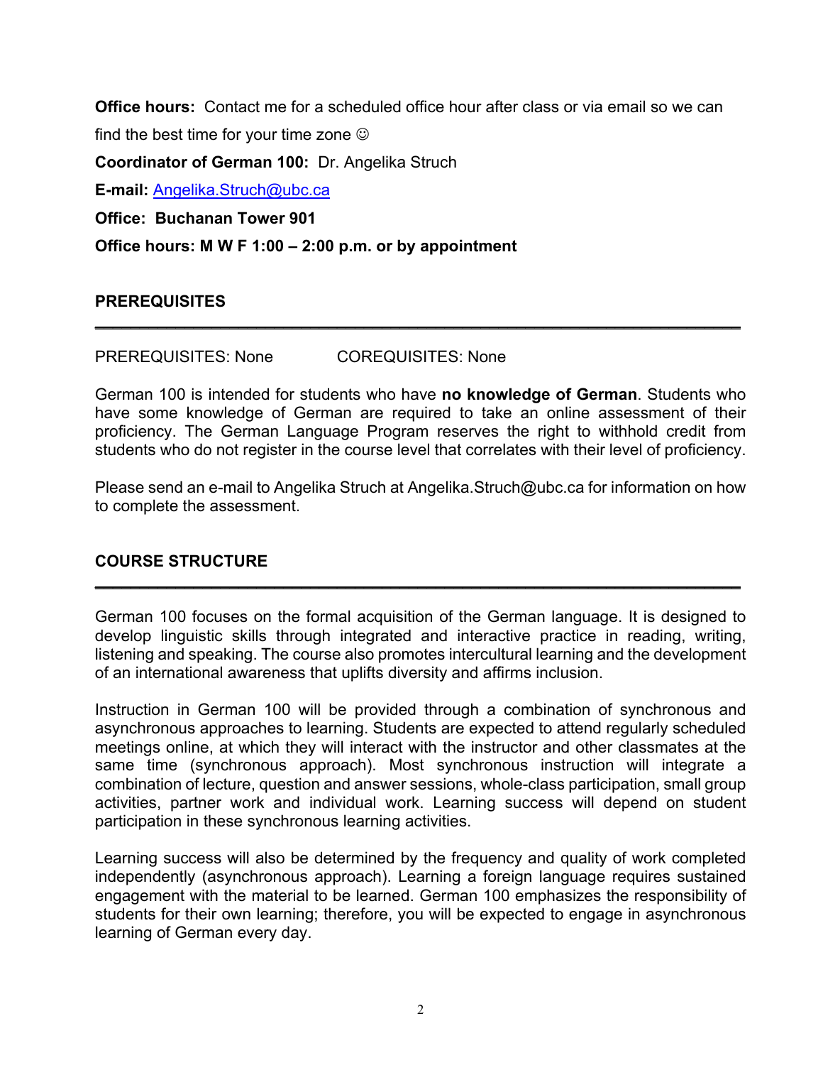**Office hours:** Contact me for a scheduled office hour after class or via email so we can find the best time for your time zone ☺

**Coordinator of German 100:** Dr. Angelika Struch

**E-mail:** Angelika.Struch@ubc.ca

**Office: Buchanan Tower 901**

**Office hours: M W F 1:00 – 2:00 p.m. or by appointment**

## PREREQUISITES

PREREQUISITES: None COREQUISITES: None

German 100 is intended for students who have **no knowledge of German**. Students who have some knowledge of German are required to take an online assessment of their proficiency. The German Language Program reserves the right to withhold credit from students who do not register in the course level that correlates with their level of proficiency.

Please send an e-mail to Angelika Struch at Angelika.Struch@ubc.ca for information on how to complete the assessment.

## COURSE STRUCTURE

German 100 focuses on the formal acquisition of the German language. It is designed to develop linguistic skills through integrated and interactive practice in reading, writing, listening and speaking. The course also promotes intercultural learning and the development of an international awareness that uplifts diversity and affirms inclusion.

Instruction in German 100 will be provided through a combination of synchronous and asynchronous approaches to learning. Students are expected to attend regularly scheduled meetings online, at which they will interact with the instructor and other classmates at the same time (synchronous approach). Most synchronous instruction will integrate a combination of lecture, question and answer sessions, whole-class participation, small group activities, partner work and individual work. Learning success will depend on student participation in these synchronous learning activities.

Learning success will also be determined by the frequency and quality of work completed independently (asynchronous approach). Learning a foreign language requires sustained engagement with the material to be learned. German 100 emphasizes the responsibility of students for their own learning; therefore, you will be expected to engage in asynchronous learning of German every day.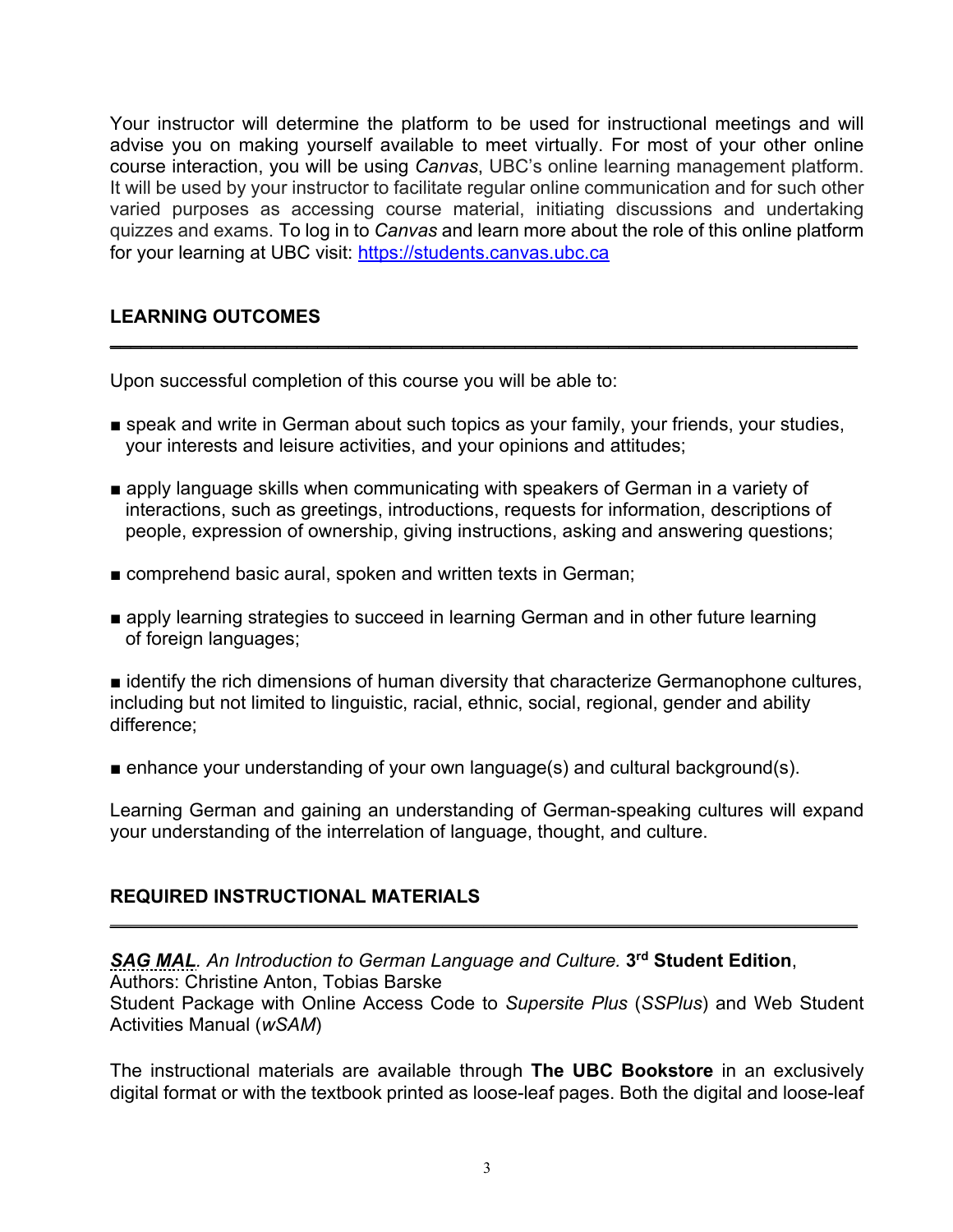Your instructor will determine the platform to be used for instructional meetings and will advise you on making yourself available to meet virtually. For most of your other online course interaction, you will be using *Canvas*, UBC's online learning management platform. It will be used by your instructor to facilitate regular online communication and for such other varied purposes as accessing course material, initiating discussions and undertaking quizzes and exams. To log in to *Canvas* and learn more about the role of this online platform for your learning at UBC visit: https://students.canvas.ubc.ca

## LEARNING OUTCOMES

Upon successful completion of this course you will be able to:

- speak and write in German about such topics as your family, your friends, your studies, your interests and leisure activities, and your opinions and attitudes;
- apply language skills when communicating with speakers of German in a variety of interactions, such as greetings, introductions, requests for information, descriptions of people, expression of ownership, giving instructions, asking and answering questions;
- comprehend basic aural, spoken and written texts in German;
- apply learning strategies to succeed in learning German and in other future learning of foreign languages;
- identify the rich dimensions of human diversity that characterize Germanophone cultures, including but not limited to linguistic, racial, ethnic, social, regional, gender and ability difference;
- enhance your understanding of your own language(s) and cultural background(s).

Learning German and gaining an understanding of German-speaking cultures will expand your understanding of the interrelation of language, thought, and culture.

## REQUIRED INSTRUCTIONAL MATERIALS

***SAG MAL****. An Introduction to German Language and Culture.* **3rd Student Edition**,
Authors: Christine Anton, Tobias Barske
Student Package with Online Access Code to *Supersite Plus* (*SSPlus*) and Web Student Activities Manual (*wSAM*)

The instructional materials are available through **The UBC Bookstore** in an exclusively digital format or with the textbook printed as loose-leaf pages. Both the digital and loose-leaf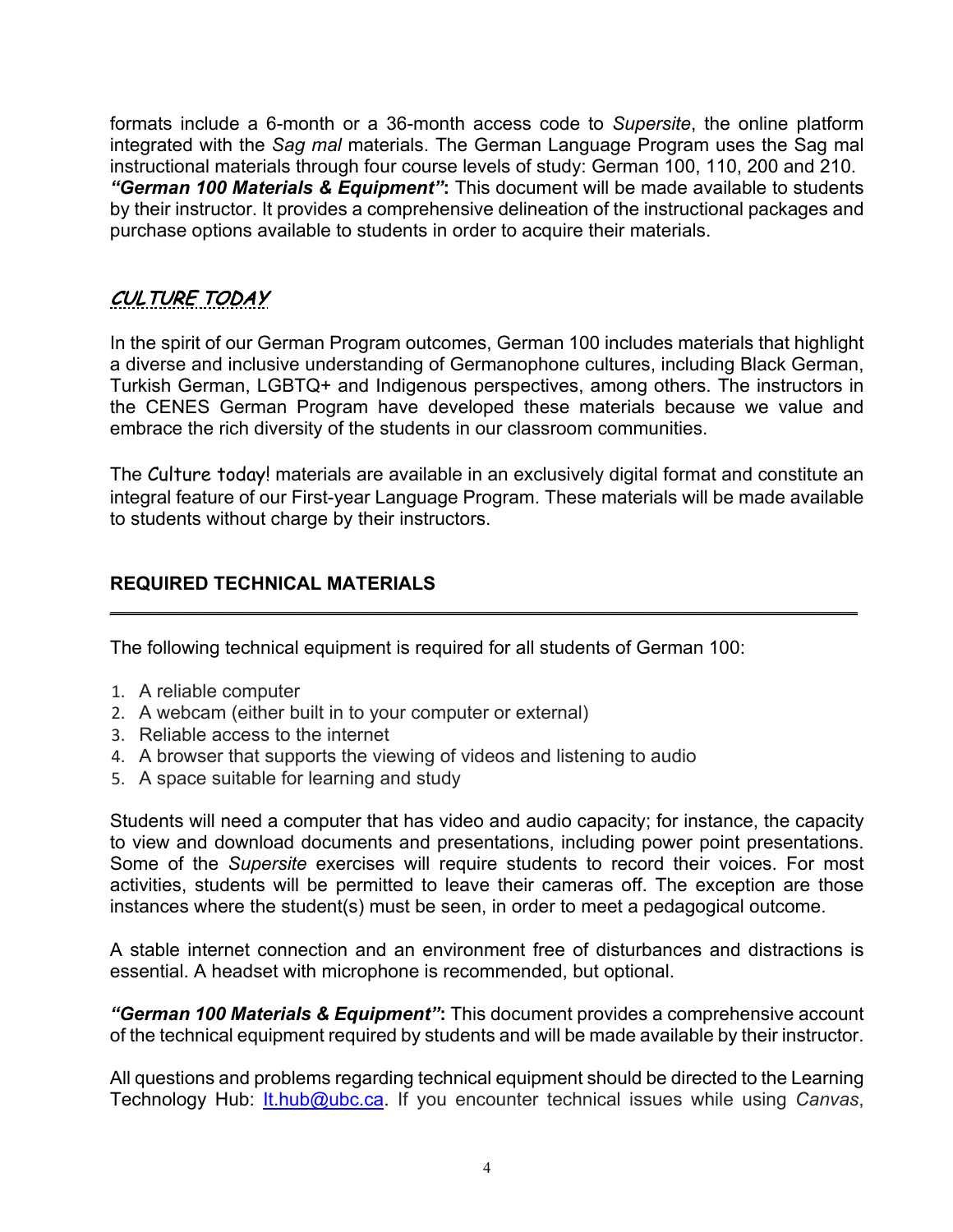formats include a 6-month or a 36-month access code to *Supersite*, the online platform integrated with the *Sag mal* materials. The German Language Program uses the Sag mal instructional materials through four course levels of study: German 100, 110, 200 and 210.
***"German 100 Materials & Equipment"*:** This document will be made available to students by their instructor. It provides a comprehensive delineation of the instructional packages and purchase options available to students in order to acquire their materials.

## *CULTURE TODAY*

In the spirit of our German Program outcomes, German 100 includes materials that highlight a diverse and inclusive understanding of Germanophone cultures, including Black German, Turkish German, LGBTQ+ and Indigenous perspectives, among others. The instructors in the CENES German Program have developed these materials because we value and embrace the rich diversity of the students in our classroom communities.

The Culture today! materials are available in an exclusively digital format and constitute an integral feature of our First-year Language Program. These materials will be made available to students without charge by their instructors.

## REQUIRED TECHNICAL MATERIALS

The following technical equipment is required for all students of German 100:

1. A reliable computer
2. A webcam (either built in to your computer or external)
3. Reliable access to the internet
4. A browser that supports the viewing of videos and listening to audio
5. A space suitable for learning and study

Students will need a computer that has video and audio capacity; for instance, the capacity to view and download documents and presentations, including power point presentations. Some of the *Supersite* exercises will require students to record their voices. For most activities, students will be permitted to leave their cameras off. The exception are those instances where the student(s) must be seen, in order to meet a pedagogical outcome.

A stable internet connection and an environment free of disturbances and distractions is essential. A headset with microphone is recommended, but optional.

***"German 100 Materials & Equipment"*:** This document provides a comprehensive account of the technical equipment required by students and will be made available by their instructor.

All questions and problems regarding technical equipment should be directed to the Learning Technology Hub: [lt.hub@ubc.ca](mailto:lt.hub@ubc.ca). If you encounter technical issues while using *Canvas*,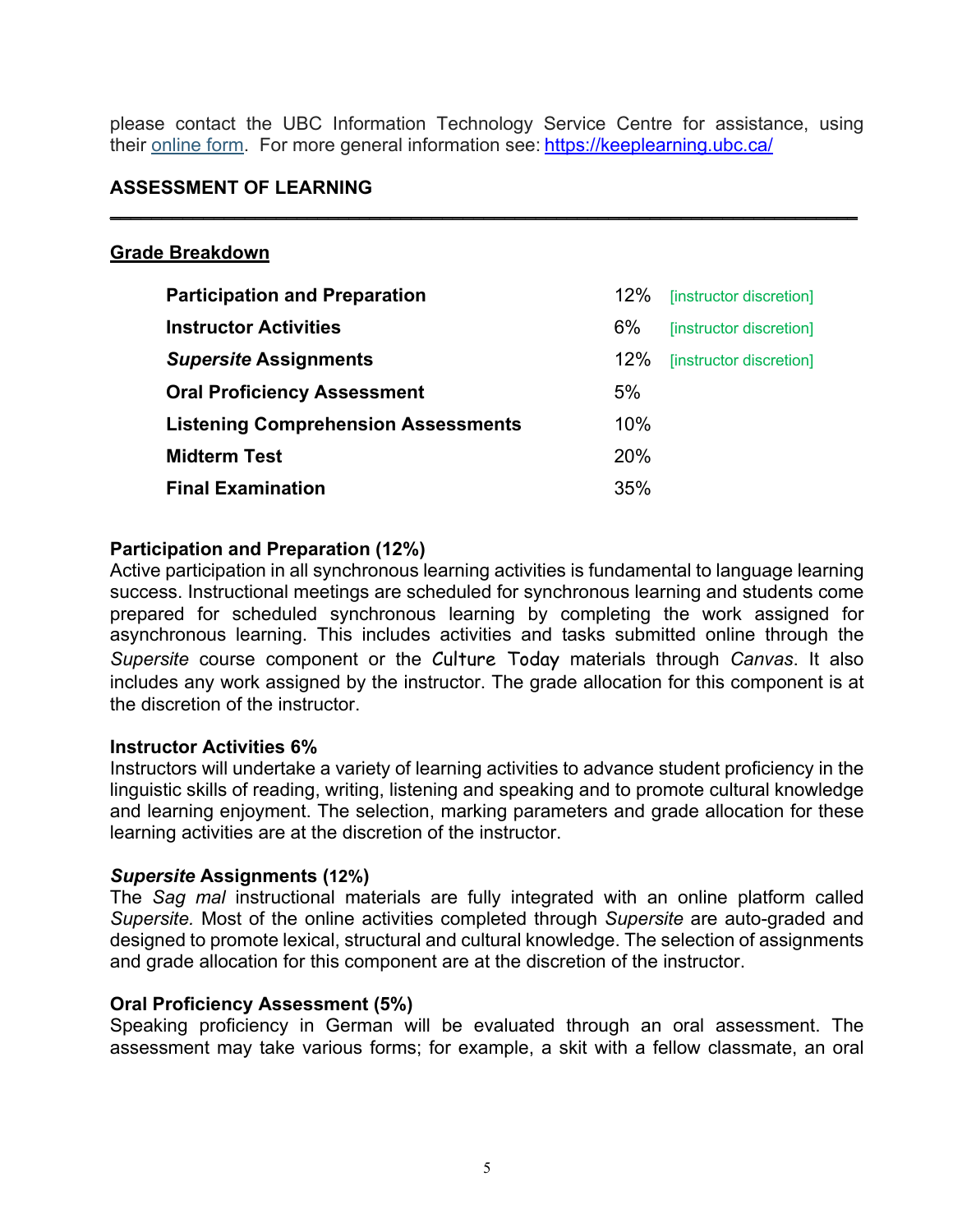please contact the UBC Information Technology Service Centre for assistance, using their online form. For more general information see: https://keeplearning.ubc.ca/

## ASSESSMENT OF LEARNING

### Grade Breakdown

| | | |
|---|---|---|
| **Participation and Preparation** | 12% | [instructor discretion] |
| **Instructor Activities** | 6% | [instructor discretion] |
| ***Supersite* Assignments** | 12% | [instructor discretion] |
| **Oral Proficiency Assessment** | 5% | |
| **Listening Comprehension Assessments** | 10% | |
| **Midterm Test** | 20% | |
| **Final Examination** | 35% | |

**Participation and Preparation (12%)**
Active participation in all synchronous learning activities is fundamental to language learning success. Instructional meetings are scheduled for synchronous learning and students come prepared for scheduled synchronous learning by completing the work assigned for asynchronous learning. This includes activities and tasks submitted online through the *Supersite* course component or the Culture Today materials through *Canvas*. It also includes any work assigned by the instructor. The grade allocation for this component is at the discretion of the instructor.

**Instructor Activities 6%**
Instructors will undertake a variety of learning activities to advance student proficiency in the linguistic skills of reading, writing, listening and speaking and to promote cultural knowledge and learning enjoyment. The selection, marking parameters and grade allocation for these learning activities are at the discretion of the instructor.

***Supersite* Assignments (12%)**
The *Sag mal* instructional materials are fully integrated with an online platform called *Supersite.* Most of the online activities completed through *Supersite* are auto-graded and designed to promote lexical, structural and cultural knowledge. The selection of assignments and grade allocation for this component are at the discretion of the instructor.

**Oral Proficiency Assessment (5%)**
Speaking proficiency in German will be evaluated through an oral assessment. The assessment may take various forms; for example, a skit with a fellow classmate, an oral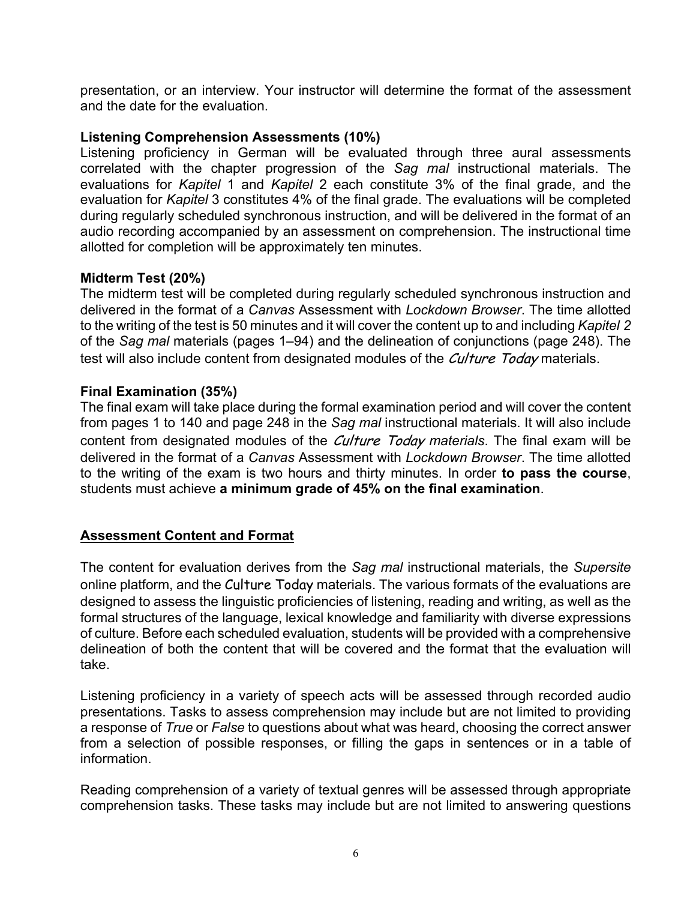presentation, or an interview. Your instructor will determine the format of the assessment and the date for the evaluation.

**Listening Comprehension Assessments (10%)**

Listening proficiency in German will be evaluated through three aural assessments correlated with the chapter progression of the *Sag mal* instructional materials. The evaluations for *Kapitel* 1 and *Kapitel* 2 each constitute 3% of the final grade, and the evaluation for *Kapitel* 3 constitutes 4% of the final grade. The evaluations will be completed during regularly scheduled synchronous instruction, and will be delivered in the format of an audio recording accompanied by an assessment on comprehension. The instructional time allotted for completion will be approximately ten minutes.

**Midterm Test (20%)**

The midterm test will be completed during regularly scheduled synchronous instruction and delivered in the format of a *Canvas* Assessment with *Lockdown Browser*. The time allotted to the writing of the test is 50 minutes and it will cover the content up to and including *Kapitel 2* of the *Sag mal* materials (pages 1–94) and the delineation of conjunctions (page 248). The test will also include content from designated modules of the *Culture Today* materials.

**Final Examination (35%)**

The final exam will take place during the formal examination period and will cover the content from pages 1 to 140 and page 248 in the *Sag mal* instructional materials. It will also include content from designated modules of the *Culture Today materials*. The final exam will be delivered in the format of a *Canvas* Assessment with *Lockdown Browser*. The time allotted to the writing of the exam is two hours and thirty minutes. In order **to pass the course**, students must achieve **a minimum grade of 45% on the final examination**.

## Assessment Content and Format

The content for evaluation derives from the *Sag mal* instructional materials, the *Supersite* online platform, and the Culture Today materials. The various formats of the evaluations are designed to assess the linguistic proficiencies of listening, reading and writing, as well as the formal structures of the language, lexical knowledge and familiarity with diverse expressions of culture. Before each scheduled evaluation, students will be provided with a comprehensive delineation of both the content that will be covered and the format that the evaluation will take.

Listening proficiency in a variety of speech acts will be assessed through recorded audio presentations. Tasks to assess comprehension may include but are not limited to providing a response of *True* or *False* to questions about what was heard, choosing the correct answer from a selection of possible responses, or filling the gaps in sentences or in a table of information.

Reading comprehension of a variety of textual genres will be assessed through appropriate comprehension tasks. These tasks may include but are not limited to answering questions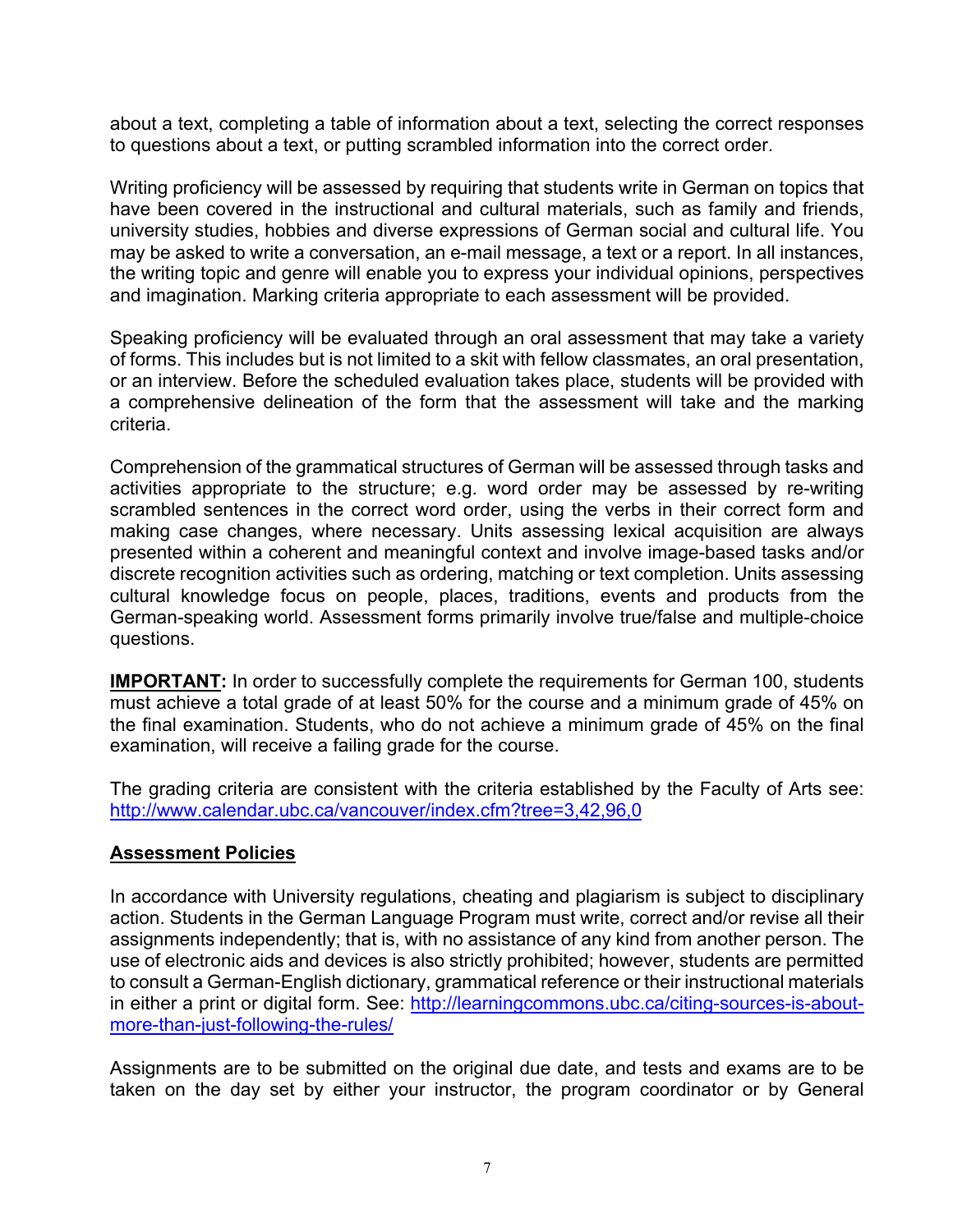about a text, completing a table of information about a text, selecting the correct responses to questions about a text, or putting scrambled information into the correct order.

Writing proficiency will be assessed by requiring that students write in German on topics that have been covered in the instructional and cultural materials, such as family and friends, university studies, hobbies and diverse expressions of German social and cultural life. You may be asked to write a conversation, an e-mail message, a text or a report. In all instances, the writing topic and genre will enable you to express your individual opinions, perspectives and imagination. Marking criteria appropriate to each assessment will be provided.

Speaking proficiency will be evaluated through an oral assessment that may take a variety of forms. This includes but is not limited to a skit with fellow classmates, an oral presentation, or an interview. Before the scheduled evaluation takes place, students will be provided with a comprehensive delineation of the form that the assessment will take and the marking criteria.

Comprehension of the grammatical structures of German will be assessed through tasks and activities appropriate to the structure; e.g. word order may be assessed by re-writing scrambled sentences in the correct word order, using the verbs in their correct form and making case changes, where necessary. Units assessing lexical acquisition are always presented within a coherent and meaningful context and involve image-based tasks and/or discrete recognition activities such as ordering, matching or text completion. Units assessing cultural knowledge focus on people, places, traditions, events and products from the German-speaking world. Assessment forms primarily involve true/false and multiple-choice questions.

**IMPORTANT:** In order to successfully complete the requirements for German 100, students must achieve a total grade of at least 50% for the course and a minimum grade of 45% on the final examination. Students, who do not achieve a minimum grade of 45% on the final examination, will receive a failing grade for the course.

The grading criteria are consistent with the criteria established by the Faculty of Arts see: http://www.calendar.ubc.ca/vancouver/index.cfm?tree=3,42,96,0

**Assessment Policies**

In accordance with University regulations, cheating and plagiarism is subject to disciplinary action. Students in the German Language Program must write, correct and/or revise all their assignments independently; that is, with no assistance of any kind from another person. The use of electronic aids and devices is also strictly prohibited; however, students are permitted to consult a German-English dictionary, grammatical reference or their instructional materials in either a print or digital form. See: http://learningcommons.ubc.ca/citing-sources-is-about-more-than-just-following-the-rules/

Assignments are to be submitted on the original due date, and tests and exams are to be taken on the day set by either your instructor, the program coordinator or by General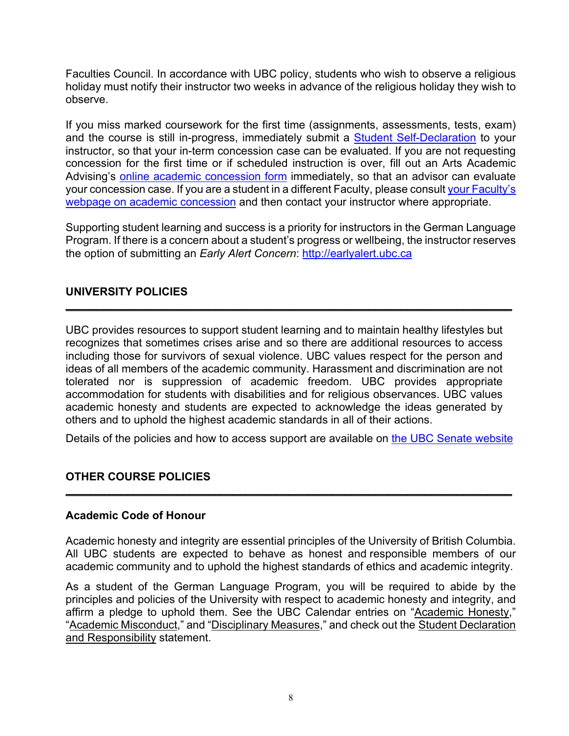Faculties Council. In accordance with UBC policy, students who wish to observe a religious holiday must notify their instructor two weeks in advance of the religious holiday they wish to observe.

If you miss marked coursework for the first time (assignments, assessments, tests, exam) and the course is still in-progress, immediately submit a [Student Self-Declaration]() to your instructor, so that your in-term concession case can be evaluated. If you are not requesting concession for the first time or if scheduled instruction is over, fill out an Arts Academic Advising's [online academic concession form]() immediately, so that an advisor can evaluate your concession case. If you are a student in a different Faculty, please consult [your Faculty's webpage on academic concession]() and then contact your instructor where appropriate.

Supporting student learning and success is a priority for instructors in the German Language Program. If there is a concern about a student's progress or wellbeing, the instructor reserves the option of submitting an *Early Alert Concern*: [http://earlyalert.ubc.ca](http://earlyalert.ubc.ca)

## UNIVERSITY POLICIES

---

UBC provides resources to support student learning and to maintain healthy lifestyles but recognizes that sometimes crises arise and so there are additional resources to access including those for survivors of sexual violence. UBC values respect for the person and ideas of all members of the academic community. Harassment and discrimination are not tolerated nor is suppression of academic freedom. UBC provides appropriate accommodation for students with disabilities and for religious observances. UBC values academic honesty and students are expected to acknowledge the ideas generated by others and to uphold the highest academic standards in all of their actions.

Details of the policies and how to access support are available on [the UBC Senate website]()

## OTHER COURSE POLICIES

---

### Academic Code of Honour

Academic honesty and integrity are essential principles of the University of British Columbia. All UBC students are expected to behave as honest and responsible members of our academic community and to uphold the highest standards of ethics and academic integrity.

As a student of the German Language Program, you will be required to abide by the principles and policies of the University with respect to academic honesty and integrity, and affirm a pledge to uphold them. See the UBC Calendar entries on "Academic Honesty," "Academic Misconduct," and "Disciplinary Measures," and check out the Student Declaration and Responsibility statement.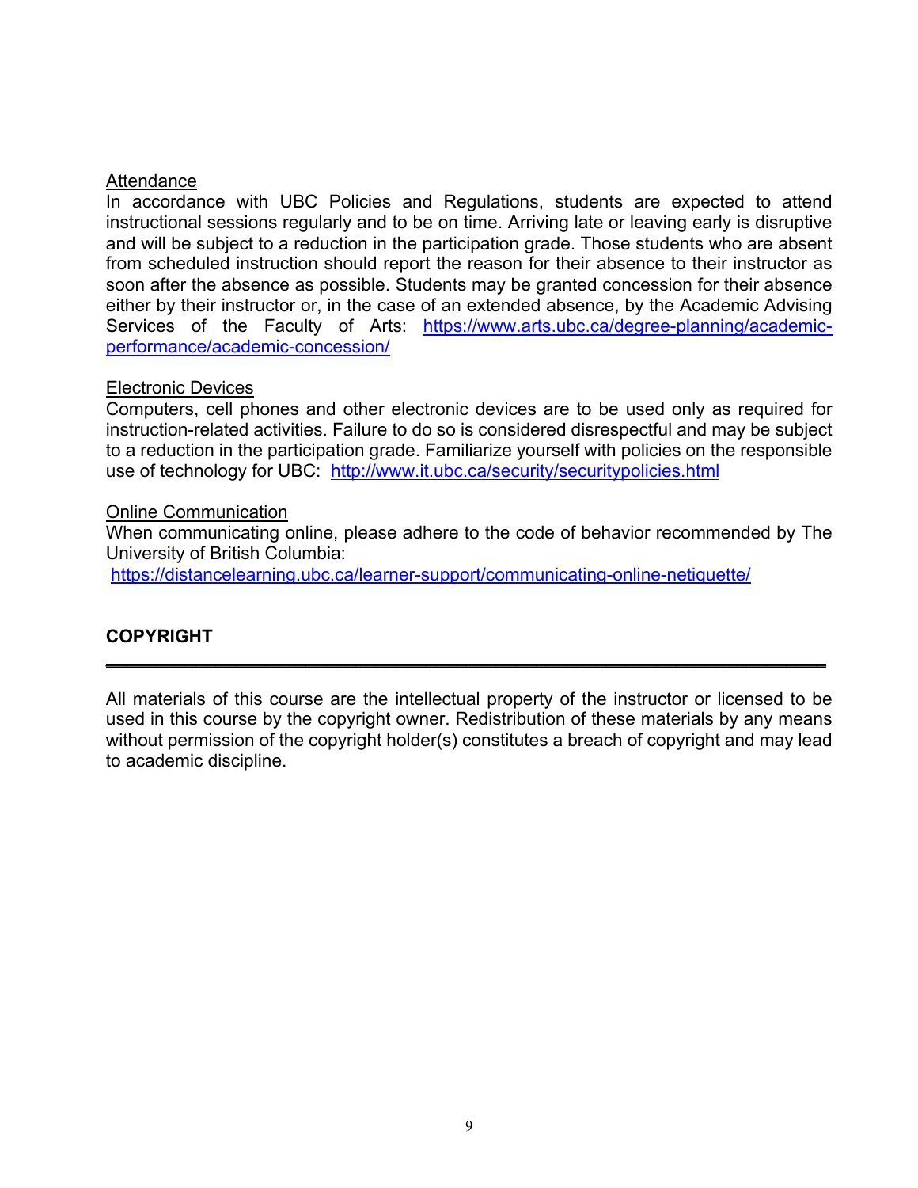<u>Attendance</u>
In accordance with UBC Policies and Regulations, students are expected to attend instructional sessions regularly and to be on time. Arriving late or leaving early is disruptive and will be subject to a reduction in the participation grade. Those students who are absent from scheduled instruction should report the reason for their absence to their instructor as soon after the absence as possible. Students may be granted concession for their absence either by their instructor or, in the case of an extended absence, by the Academic Advising Services of the Faculty of Arts: https://www.arts.ubc.ca/degree-planning/academic-performance/academic-concession/

<u>Electronic Devices</u>
Computers, cell phones and other electronic devices are to be used only as required for instruction-related activities. Failure to do so is considered disrespectful and may be subject to a reduction in the participation grade. Familiarize yourself with policies on the responsible use of technology for UBC: http://www.it.ubc.ca/security/securitypolicies.html

<u>Online Communication</u>
When communicating online, please adhere to the code of behavior recommended by The University of British Columbia:
https://distancelearning.ubc.ca/learner-support/communicating-online-netiquette/

## COPYRIGHT

---

All materials of this course are the intellectual property of the instructor or licensed to be used in this course by the copyright owner. Redistribution of these materials by any means without permission of the copyright holder(s) constitutes a breach of copyright and may lead to academic discipline.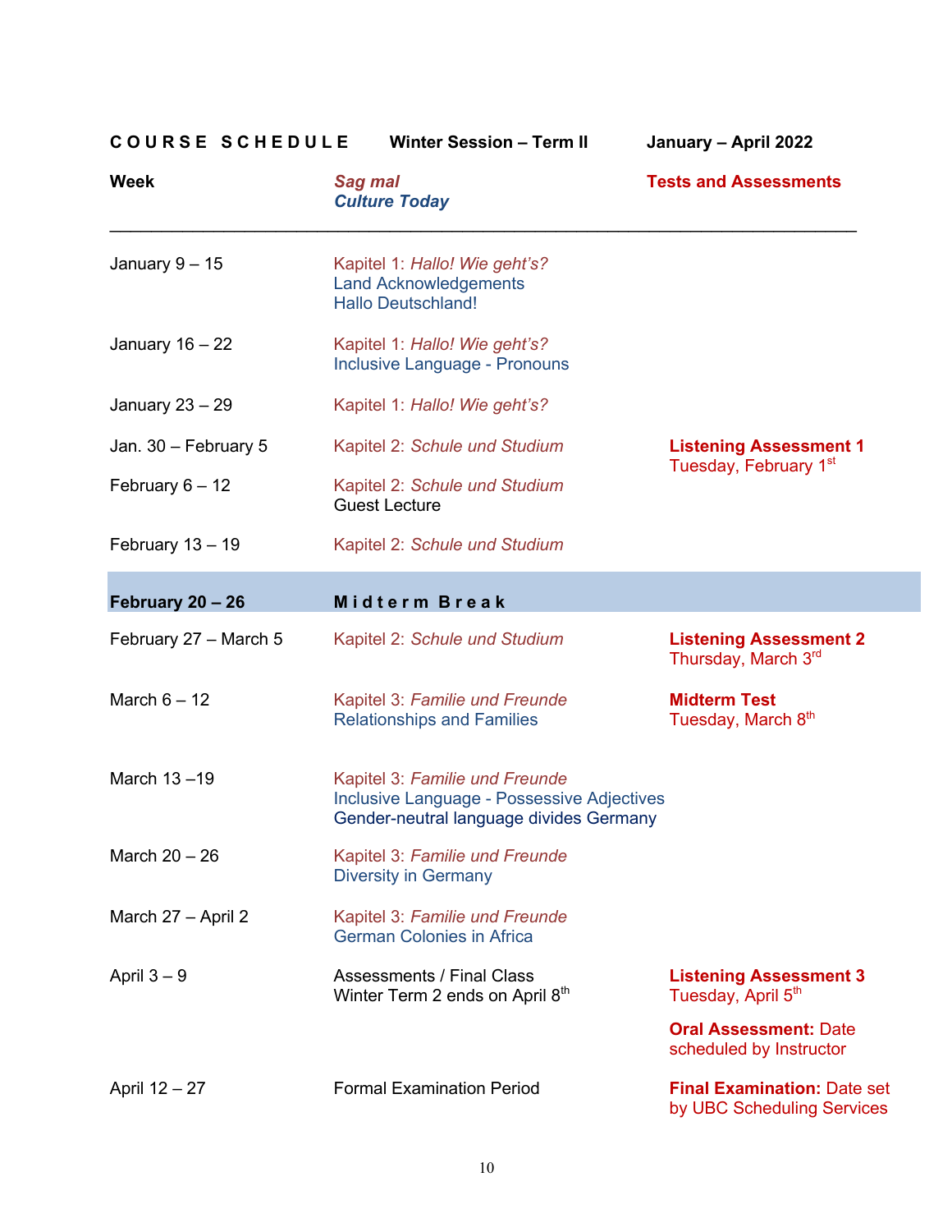## COURSE SCHEDULE Winter Session – Term II January – April 2022

| Week | *Sag mal* / *Culture Today* | Tests and Assessments |
|---|---|---|
| January 9 – 15 | Kapitel 1: *Hallo! Wie geht's?*<br>Land Acknowledgements<br>Hallo Deutschland! | |
| January 16 – 22 | Kapitel 1: *Hallo! Wie geht's?*<br>Inclusive Language - Pronouns | |
| January 23 – 29 | Kapitel 1: *Hallo! Wie geht's?* | |
| Jan. 30 – February 5 | Kapitel 2: *Schule und Studium* | **Listening Assessment 1**<br>Tuesday, February 1st |
| February 6 – 12 | Kapitel 2: *Schule und Studium*<br>Guest Lecture | |
| February 13 – 19 | Kapitel 2: *Schule und Studium* | |
| **February 20 – 26** | **Midterm Break** | |
| February 27 – March 5 | Kapitel 2: *Schule und Studium* | **Listening Assessment 2**<br>Thursday, March 3rd |
| March 6 – 12 | Kapitel 3: *Familie und Freunde*<br>Relationships and Families | **Midterm Test**<br>Tuesday, March 8th |
| March 13 –19 | Kapitel 3: *Familie und Freunde*<br>Inclusive Language - Possessive Adjectives<br>Gender-neutral language divides Germany | |
| March 20 – 26 | Kapitel 3: *Familie und Freunde*<br>Diversity in Germany | |
| March 27 – April 2 | Kapitel 3: *Familie und Freunde*<br>German Colonies in Africa | |
| April 3 – 9 | Assessments / Final Class<br>Winter Term 2 ends on April 8th | **Listening Assessment 3**<br>Tuesday, April 5th<br><br>**Oral Assessment:** Date scheduled by Instructor |
| April 12 – 27 | Formal Examination Period | **Final Examination:** Date set by UBC Scheduling Services |